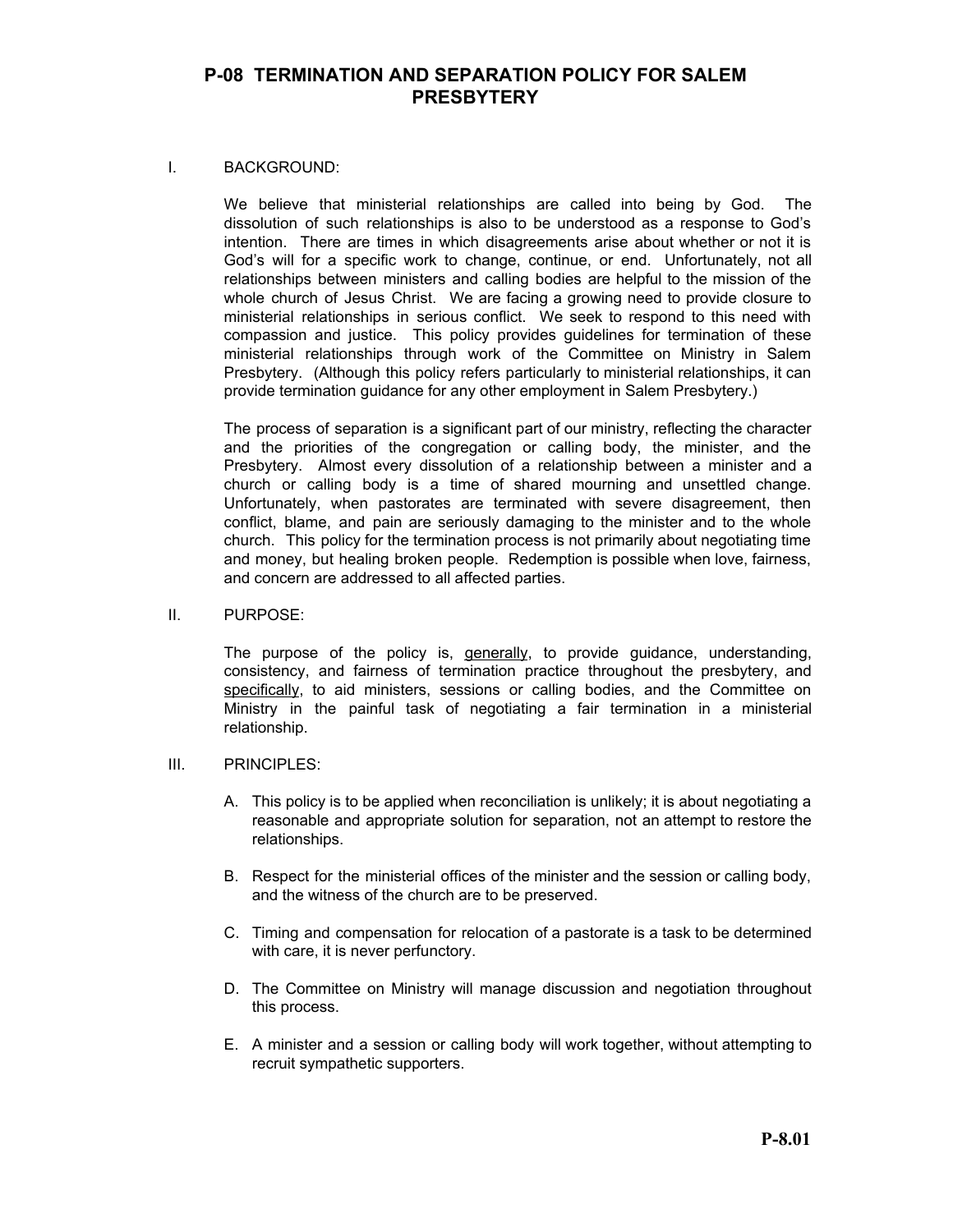# P-08 TERMINATION AND SEPARATION POLICY FOR SALEM PRESBYTERY

## I. BACKGROUND:

We believe that ministerial relationships are called into being by God. The dissolution of such relationships is also to be understood as a response to God's intention. There are times in which disagreements arise about whether or not it is God's will for a specific work to change, continue, or end. Unfortunately, not all relationships between ministers and calling bodies are helpful to the mission of the whole church of Jesus Christ. We are facing a growing need to provide closure to ministerial relationships in serious conflict. We seek to respond to this need with compassion and justice. This policy provides guidelines for termination of these ministerial relationships through work of the Committee on Ministry in Salem Presbytery. (Although this policy refers particularly to ministerial relationships, it can provide termination guidance for any other employment in Salem Presbytery.)

The process of separation is a significant part of our ministry, reflecting the character and the priorities of the congregation or calling body, the minister, and the Presbytery. Almost every dissolution of a relationship between a minister and a church or calling body is a time of shared mourning and unsettled change. Unfortunately, when pastorates are terminated with severe disagreement, then conflict, blame, and pain are seriously damaging to the minister and to the whole church. This policy for the termination process is not primarily about negotiating time and money, but healing broken people. Redemption is possible when love, fairness, and concern are addressed to all affected parties.

## II. PURPOSE:

The purpose of the policy is, <u>generally</u>, to provide guidance, understanding, consistency, and fairness of termination practice throughout the presbytery, and <u>specifically</u>, to aid ministers, sessions or calling bodies, and the Committee on Ministry in the painful task of negotiating a fair termination in a ministerial relationship.

## III. PRINCIPLES:

A. This policy is to be applied when reconciliation is unlikely; it is about negotiating a reasonable and appropriate solution for separation, not an attempt to restore the relationships.

B. Respect for the ministerial offices of the minister and the session or calling body, and the witness of the church are to be preserved.

C. Timing and compensation for relocation of a pastorate is a task to be determined with care, it is never perfunctory.

D. The Committee on Ministry will manage discussion and negotiation throughout this process.

E. A minister and a session or calling body will work together, without attempting to recruit sympathetic supporters.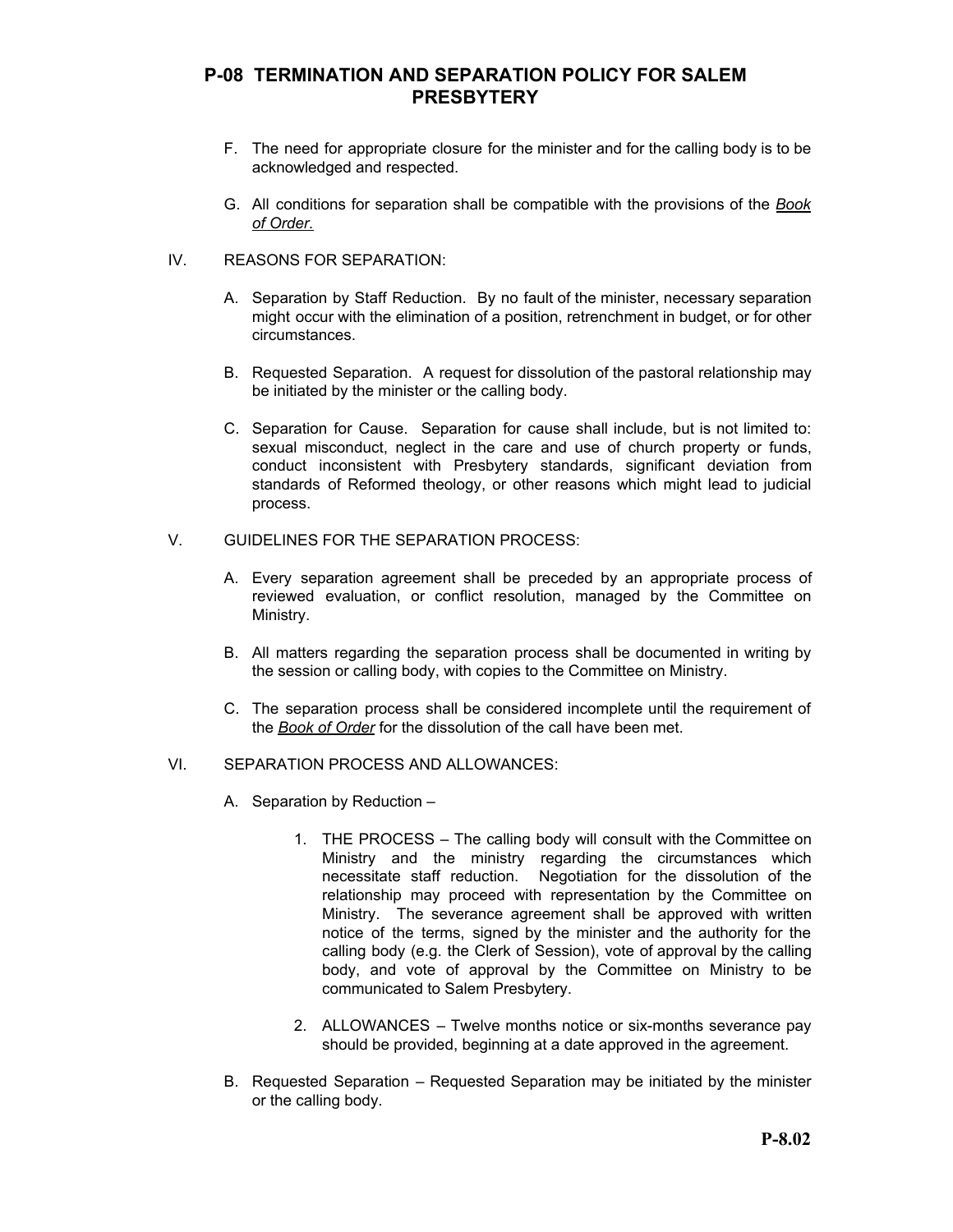# P-08 TERMINATION AND SEPARATION POLICY FOR SALEM PRESBYTERY

F. The need for appropriate closure for the minister and for the calling body is to be acknowledged and respected.

G. All conditions for separation shall be compatible with the provisions of the *Book of Order.*

## IV. REASONS FOR SEPARATION:

A. Separation by Staff Reduction. By no fault of the minister, necessary separation might occur with the elimination of a position, retrenchment in budget, or for other circumstances.

B. Requested Separation. A request for dissolution of the pastoral relationship may be initiated by the minister or the calling body.

C. Separation for Cause. Separation for cause shall include, but is not limited to: sexual misconduct, neglect in the care and use of church property or funds, conduct inconsistent with Presbytery standards, significant deviation from standards of Reformed theology, or other reasons which might lead to judicial process.

## V. GUIDELINES FOR THE SEPARATION PROCESS:

A. Every separation agreement shall be preceded by an appropriate process of reviewed evaluation, or conflict resolution, managed by the Committee on Ministry.

B. All matters regarding the separation process shall be documented in writing by the session or calling body, with copies to the Committee on Ministry.

C. The separation process shall be considered incomplete until the requirement of the *Book of Order* for the dissolution of the call have been met.

## VI. SEPARATION PROCESS AND ALLOWANCES:

A. Separation by Reduction –

1. THE PROCESS – The calling body will consult with the Committee on Ministry and the ministry regarding the circumstances which necessitate staff reduction. Negotiation for the dissolution of the relationship may proceed with representation by the Committee on Ministry. The severance agreement shall be approved with written notice of the terms, signed by the minister and the authority for the calling body (e.g. the Clerk of Session), vote of approval by the calling body, and vote of approval by the Committee on Ministry to be communicated to Salem Presbytery.

2. ALLOWANCES – Twelve months notice or six-months severance pay should be provided, beginning at a date approved in the agreement.

B. Requested Separation – Requested Separation may be initiated by the minister or the calling body.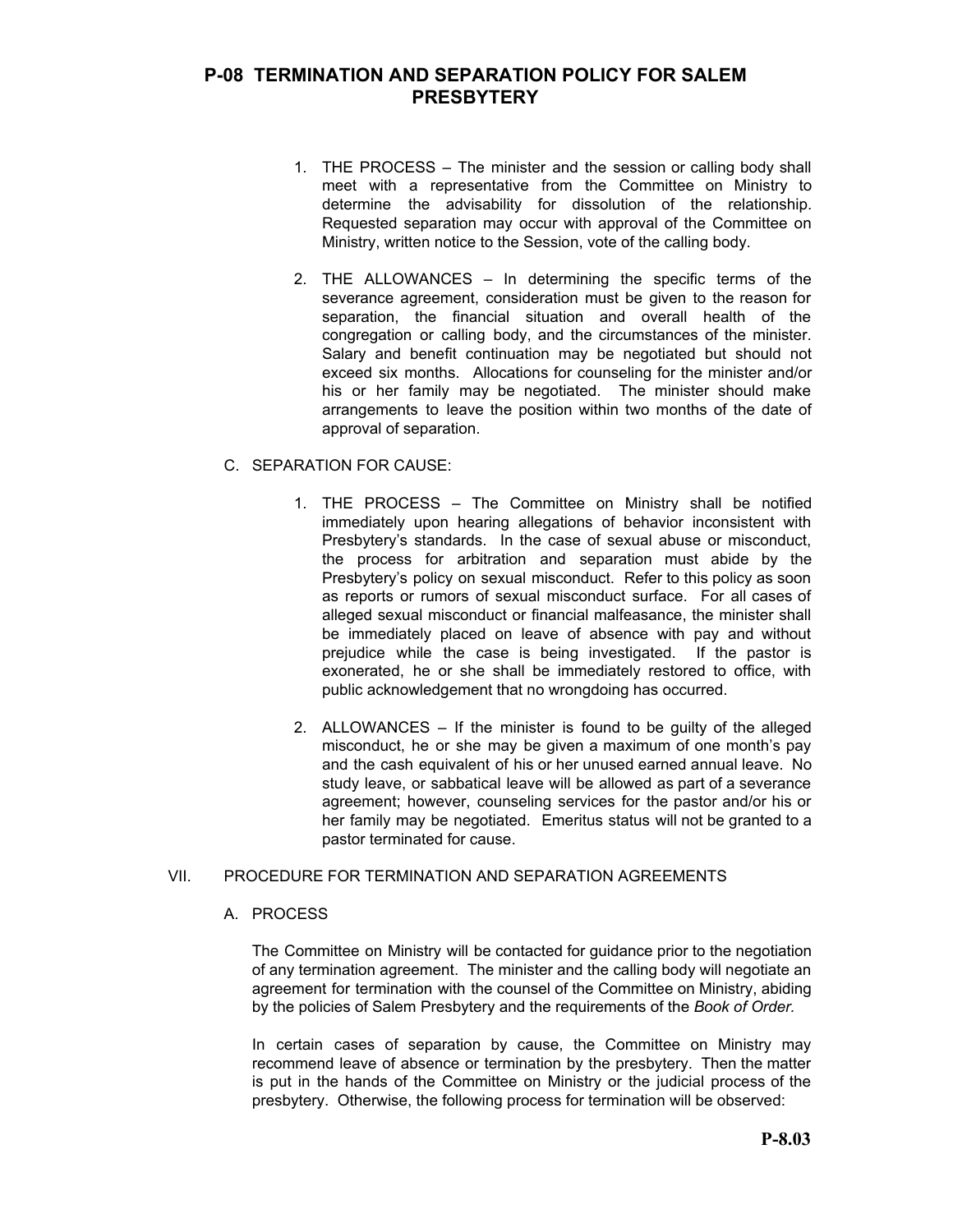1. THE PROCESS – The minister and the session or calling body shall meet with a representative from the Committee on Ministry to determine the advisability for dissolution of the relationship. Requested separation may occur with approval of the Committee on Ministry, written notice to the Session, vote of the calling body.

2. THE ALLOWANCES – In determining the specific terms of the severance agreement, consideration must be given to the reason for separation, the financial situation and overall health of the congregation or calling body, and the circumstances of the minister. Salary and benefit continuation may be negotiated but should not exceed six months. Allocations for counseling for the minister and/or his or her family may be negotiated. The minister should make arrangements to leave the position within two months of the date of approval of separation.

C. SEPARATION FOR CAUSE:

1. THE PROCESS – The Committee on Ministry shall be notified immediately upon hearing allegations of behavior inconsistent with Presbytery's standards. In the case of sexual abuse or misconduct, the process for arbitration and separation must abide by the Presbytery's policy on sexual misconduct. Refer to this policy as soon as reports or rumors of sexual misconduct surface. For all cases of alleged sexual misconduct or financial malfeasance, the minister shall be immediately placed on leave of absence with pay and without prejudice while the case is being investigated. If the pastor is exonerated, he or she shall be immediately restored to office, with public acknowledgement that no wrongdoing has occurred.

2. ALLOWANCES – If the minister is found to be guilty of the alleged misconduct, he or she may be given a maximum of one month's pay and the cash equivalent of his or her unused earned annual leave. No study leave, or sabbatical leave will be allowed as part of a severance agreement; however, counseling services for the pastor and/or his or her family may be negotiated. Emeritus status will not be granted to a pastor terminated for cause.

## VII. PROCEDURE FOR TERMINATION AND SEPARATION AGREEMENTS

### A. PROCESS

The Committee on Ministry will be contacted for guidance prior to the negotiation of any termination agreement. The minister and the calling body will negotiate an agreement for termination with the counsel of the Committee on Ministry, abiding by the policies of Salem Presbytery and the requirements of the *Book of Order.*

In certain cases of separation by cause, the Committee on Ministry may recommend leave of absence or termination by the presbytery. Then the matter is put in the hands of the Committee on Ministry or the judicial process of the presbytery. Otherwise, the following process for termination will be observed: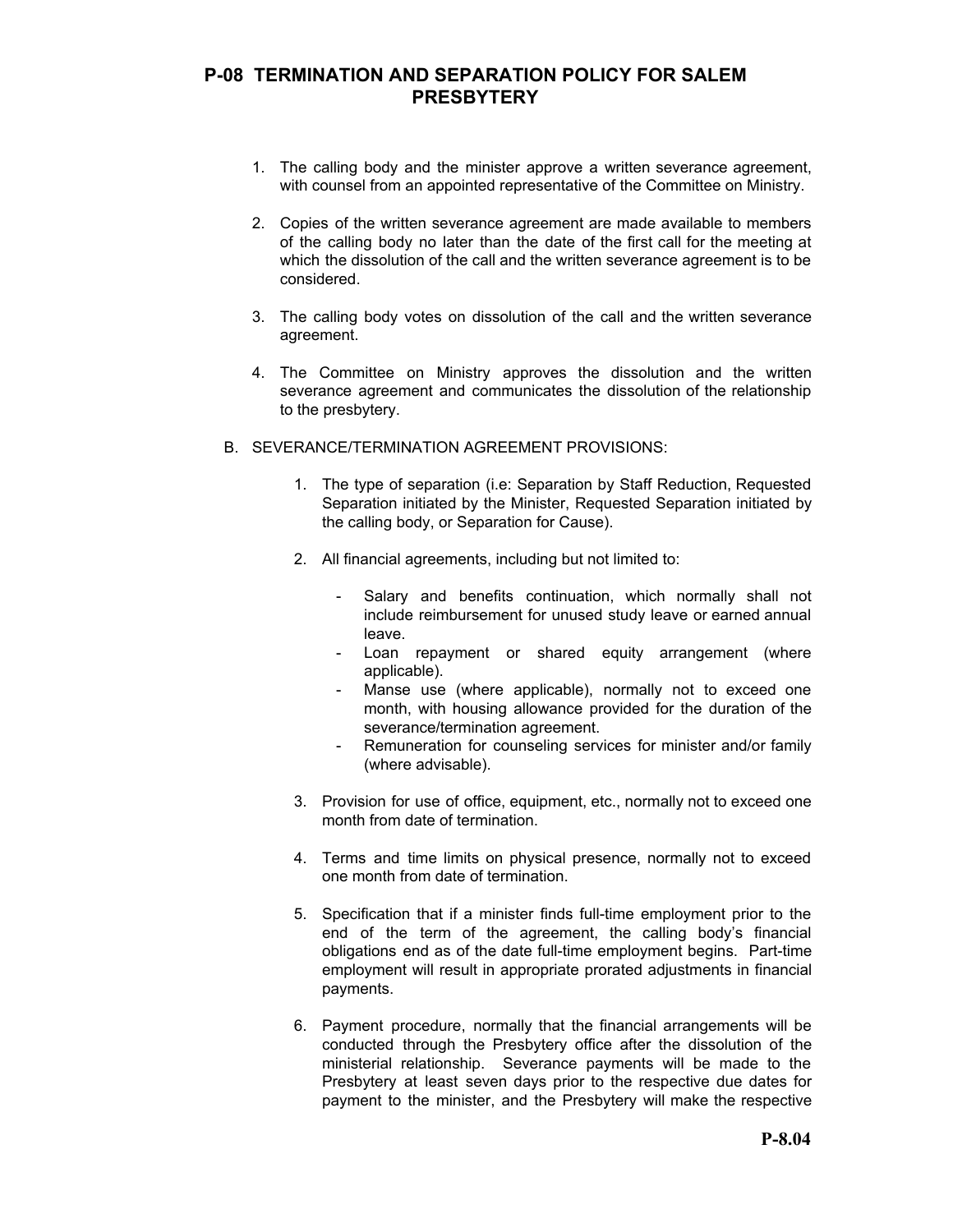# P-08 TERMINATION AND SEPARATION POLICY FOR SALEM PRESBYTERY

1. The calling body and the minister approve a written severance agreement, with counsel from an appointed representative of the Committee on Ministry.

2. Copies of the written severance agreement are made available to members of the calling body no later than the date of the first call for the meeting at which the dissolution of the call and the written severance agreement is to be considered.

3. The calling body votes on dissolution of the call and the written severance agreement.

4. The Committee on Ministry approves the dissolution and the written severance agreement and communicates the dissolution of the relationship to the presbytery.

B. SEVERANCE/TERMINATION AGREEMENT PROVISIONS:

1. The type of separation (i.e: Separation by Staff Reduction, Requested Separation initiated by the Minister, Requested Separation initiated by the calling body, or Separation for Cause).

2. All financial agreements, including but not limited to:

   - Salary and benefits continuation, which normally shall not include reimbursement for unused study leave or earned annual leave.
   - Loan repayment or shared equity arrangement (where applicable).
   - Manse use (where applicable), normally not to exceed one month, with housing allowance provided for the duration of the severance/termination agreement.
   - Remuneration for counseling services for minister and/or family (where advisable).

3. Provision for use of office, equipment, etc., normally not to exceed one month from date of termination.

4. Terms and time limits on physical presence, normally not to exceed one month from date of termination.

5. Specification that if a minister finds full-time employment prior to the end of the term of the agreement, the calling body's financial obligations end as of the date full-time employment begins. Part-time employment will result in appropriate prorated adjustments in financial payments.

6. Payment procedure, normally that the financial arrangements will be conducted through the Presbytery office after the dissolution of the ministerial relationship. Severance payments will be made to the Presbytery at least seven days prior to the respective due dates for payment to the minister, and the Presbytery will make the respective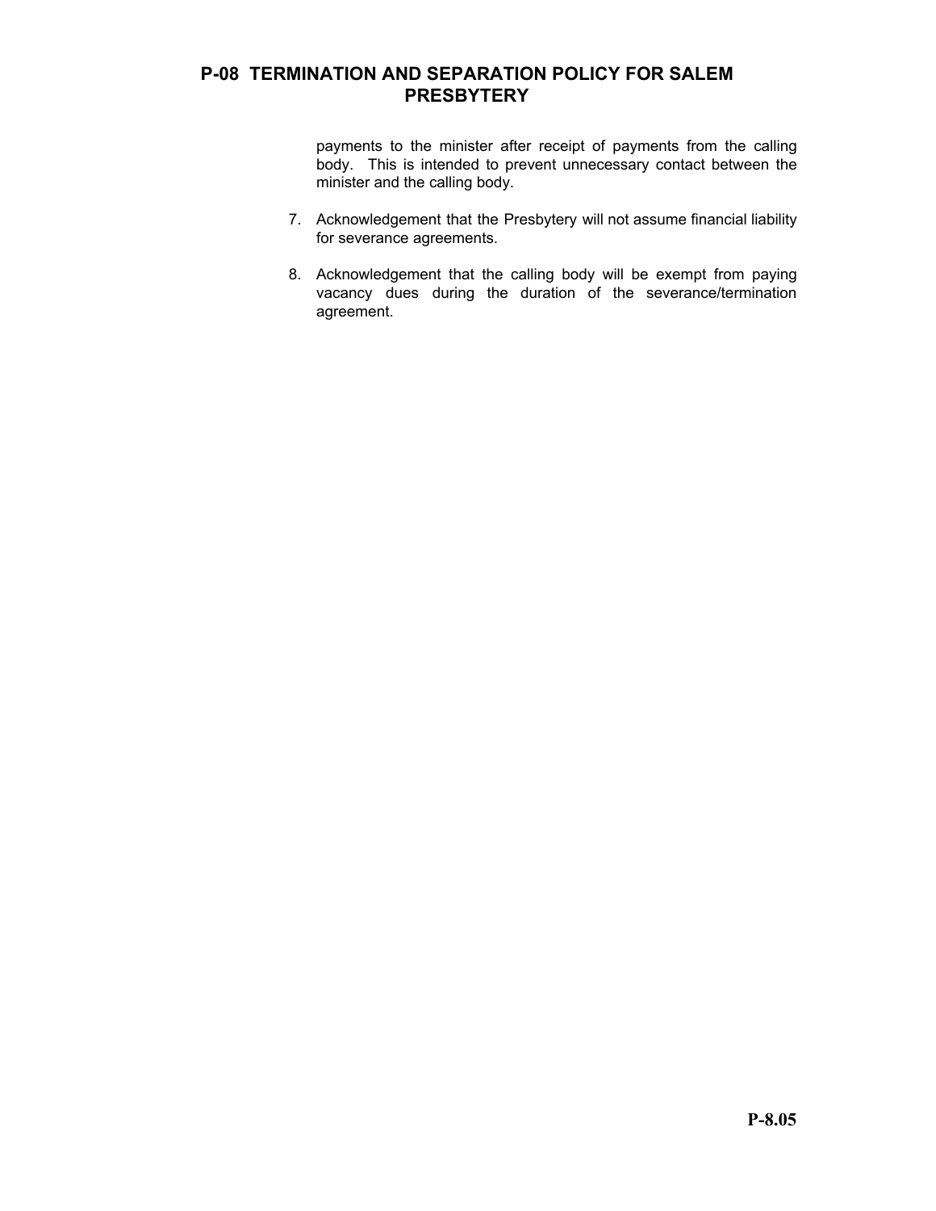payments to the minister after receipt of payments from the calling body. This is intended to prevent unnecessary contact between the minister and the calling body.

7. Acknowledgement that the Presbytery will not assume financial liability for severance agreements.

8. Acknowledgement that the calling body will be exempt from paying vacancy dues during the duration of the severance/termination agreement.